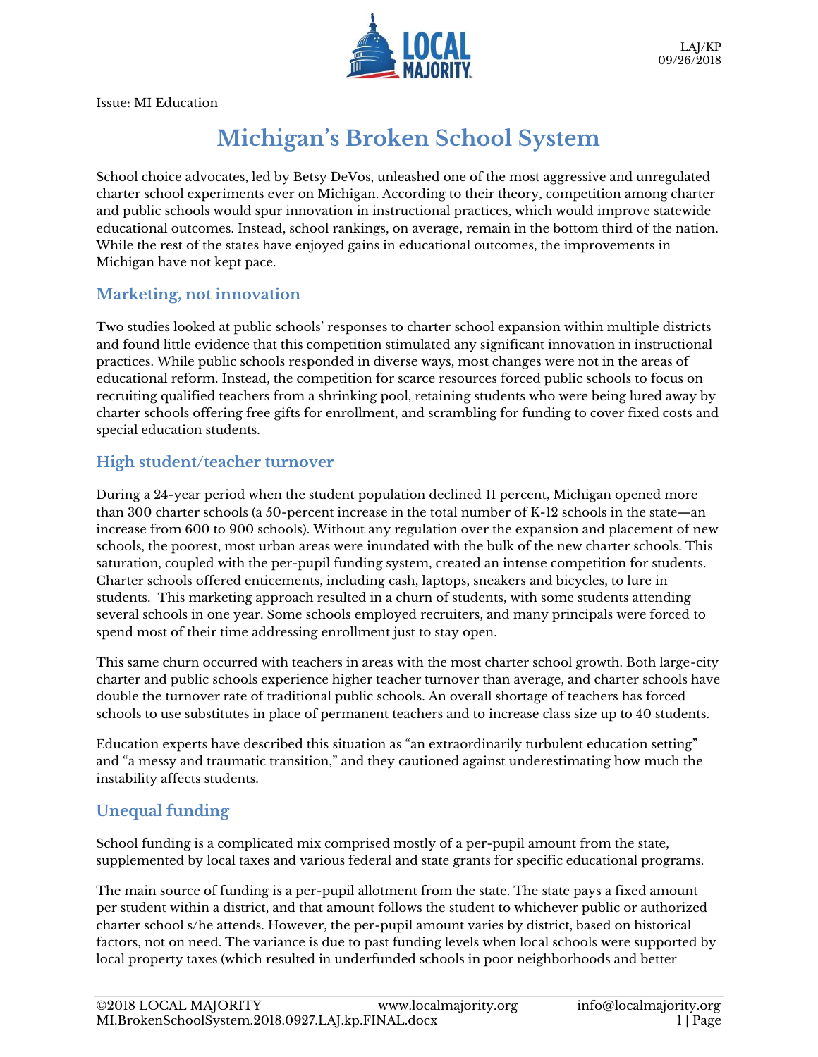LAJ/KP
09/26/2018

Issue: MI Education

# Michigan's Broken School System

School choice advocates, led by Betsy DeVos, unleashed one of the most aggressive and unregulated charter school experiments ever on Michigan. According to their theory, competition among charter and public schools would spur innovation in instructional practices, which would improve statewide educational outcomes. Instead, school rankings, on average, remain in the bottom third of the nation. While the rest of the states have enjoyed gains in educational outcomes, the improvements in Michigan have not kept pace.

## Marketing, not innovation

Two studies looked at public schools' responses to charter school expansion within multiple districts and found little evidence that this competition stimulated any significant innovation in instructional practices. While public schools responded in diverse ways, most changes were not in the areas of educational reform. Instead, the competition for scarce resources forced public schools to focus on recruiting qualified teachers from a shrinking pool, retaining students who were being lured away by charter schools offering free gifts for enrollment, and scrambling for funding to cover fixed costs and special education students.

## High student/teacher turnover

During a 24-year period when the student population declined 11 percent, Michigan opened more than 300 charter schools (a 50-percent increase in the total number of K-12 schools in the state—an increase from 600 to 900 schools). Without any regulation over the expansion and placement of new schools, the poorest, most urban areas were inundated with the bulk of the new charter schools. This saturation, coupled with the per-pupil funding system, created an intense competition for students. Charter schools offered enticements, including cash, laptops, sneakers and bicycles, to lure in students. This marketing approach resulted in a churn of students, with some students attending several schools in one year. Some schools employed recruiters, and many principals were forced to spend most of their time addressing enrollment just to stay open.

This same churn occurred with teachers in areas with the most charter school growth. Both large-city charter and public schools experience higher teacher turnover than average, and charter schools have double the turnover rate of traditional public schools. An overall shortage of teachers has forced schools to use substitutes in place of permanent teachers and to increase class size up to 40 students.

Education experts have described this situation as "an extraordinarily turbulent education setting" and "a messy and traumatic transition," and they cautioned against underestimating how much the instability affects students.

## Unequal funding

School funding is a complicated mix comprised mostly of a per-pupil amount from the state, supplemented by local taxes and various federal and state grants for specific educational programs.

The main source of funding is a per-pupil allotment from the state. The state pays a fixed amount per student within a district, and that amount follows the student to whichever public or authorized charter school s/he attends. However, the per-pupil amount varies by district, based on historical factors, not on need. The variance is due to past funding levels when local schools were supported by local property taxes (which resulted in underfunded schools in poor neighborhoods and better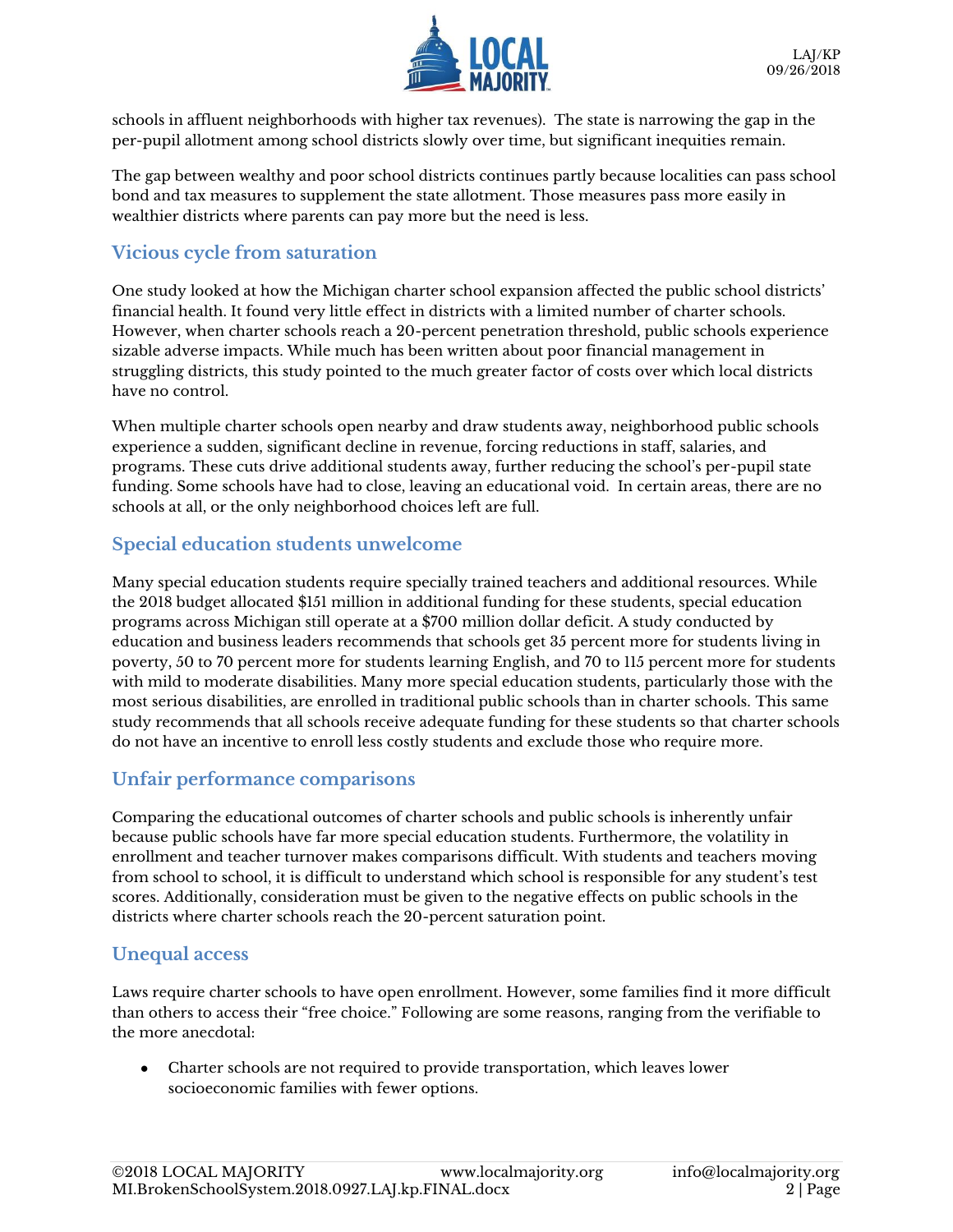schools in affluent neighborhoods with higher tax revenues). The state is narrowing the gap in the per-pupil allotment among school districts slowly over time, but significant inequities remain.

The gap between wealthy and poor school districts continues partly because localities can pass school bond and tax measures to supplement the state allotment. Those measures pass more easily in wealthier districts where parents can pay more but the need is less.

## Vicious cycle from saturation

One study looked at how the Michigan charter school expansion affected the public school districts' financial health. It found very little effect in districts with a limited number of charter schools. However, when charter schools reach a 20-percent penetration threshold, public schools experience sizable adverse impacts. While much has been written about poor financial management in struggling districts, this study pointed to the much greater factor of costs over which local districts have no control.

When multiple charter schools open nearby and draw students away, neighborhood public schools experience a sudden, significant decline in revenue, forcing reductions in staff, salaries, and programs. These cuts drive additional students away, further reducing the school's per-pupil state funding. Some schools have had to close, leaving an educational void. In certain areas, there are no schools at all, or the only neighborhood choices left are full.

## Special education students unwelcome

Many special education students require specially trained teachers and additional resources. While the 2018 budget allocated $151 million in additional funding for these students, special education programs across Michigan still operate at a $700 million dollar deficit. A study conducted by education and business leaders recommends that schools get 35 percent more for students living in poverty, 50 to 70 percent more for students learning English, and 70 to 115 percent more for students with mild to moderate disabilities. Many more special education students, particularly those with the most serious disabilities, are enrolled in traditional public schools than in charter schools. This same study recommends that all schools receive adequate funding for these students so that charter schools do not have an incentive to enroll less costly students and exclude those who require more.

## Unfair performance comparisons

Comparing the educational outcomes of charter schools and public schools is inherently unfair because public schools have far more special education students. Furthermore, the volatility in enrollment and teacher turnover makes comparisons difficult. With students and teachers moving from school to school, it is difficult to understand which school is responsible for any student's test scores. Additionally, consideration must be given to the negative effects on public schools in the districts where charter schools reach the 20-percent saturation point.

## Unequal access

Laws require charter schools to have open enrollment. However, some families find it more difficult than others to access their "free choice." Following are some reasons, ranging from the verifiable to the more anecdotal:

- Charter schools are not required to provide transportation, which leaves lower socioeconomic families with fewer options.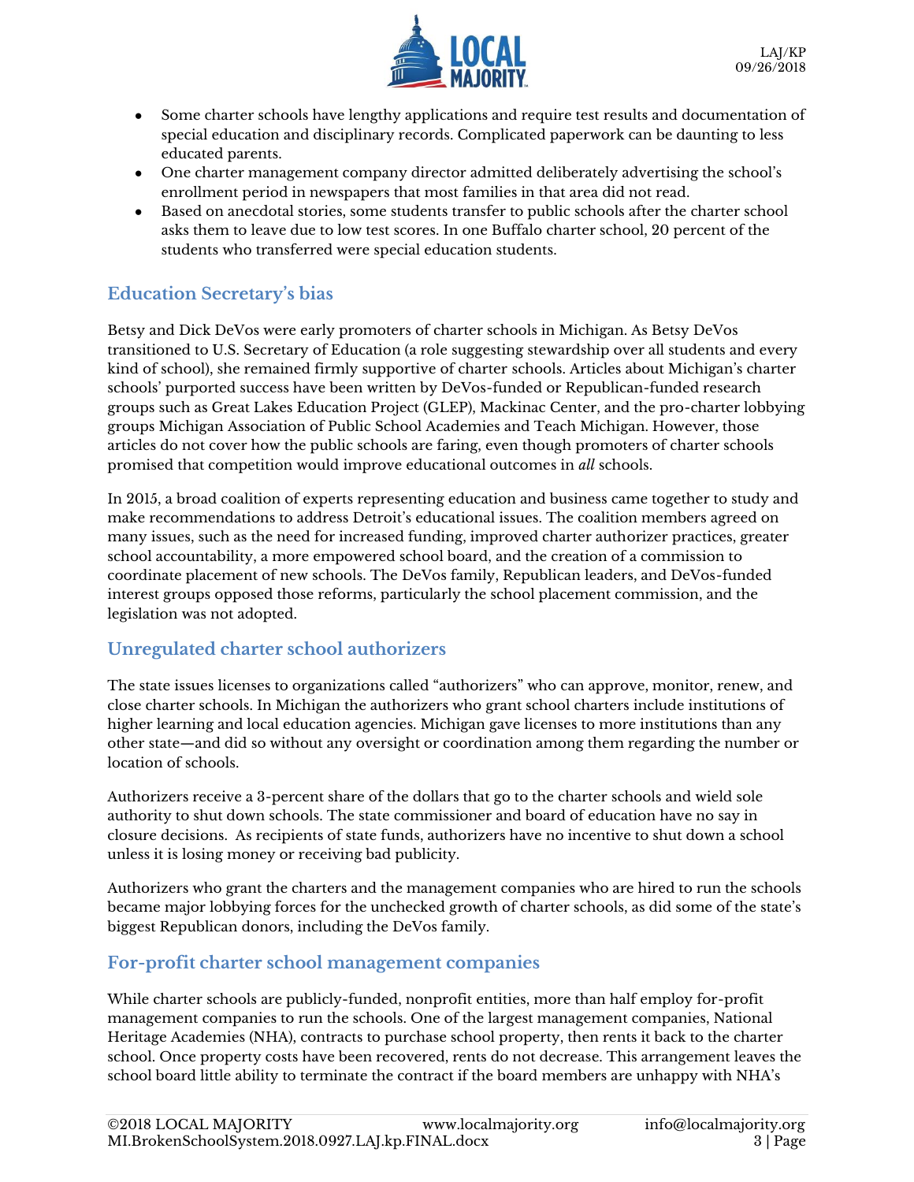- Some charter schools have lengthy applications and require test results and documentation of special education and disciplinary records. Complicated paperwork can be daunting to less educated parents.
- One charter management company director admitted deliberately advertising the school's enrollment period in newspapers that most families in that area did not read.
- Based on anecdotal stories, some students transfer to public schools after the charter school asks them to leave due to low test scores. In one Buffalo charter school, 20 percent of the students who transferred were special education students.

## Education Secretary's bias

Betsy and Dick DeVos were early promoters of charter schools in Michigan. As Betsy DeVos transitioned to U.S. Secretary of Education (a role suggesting stewardship over all students and every kind of school), she remained firmly supportive of charter schools. Articles about Michigan's charter schools' purported success have been written by DeVos-funded or Republican-funded research groups such as Great Lakes Education Project (GLEP), Mackinac Center, and the pro-charter lobbying groups Michigan Association of Public School Academies and Teach Michigan. However, those articles do not cover how the public schools are faring, even though promoters of charter schools promised that competition would improve educational outcomes in *all* schools.

In 2015, a broad coalition of experts representing education and business came together to study and make recommendations to address Detroit's educational issues. The coalition members agreed on many issues, such as the need for increased funding, improved charter authorizer practices, greater school accountability, a more empowered school board, and the creation of a commission to coordinate placement of new schools. The DeVos family, Republican leaders, and DeVos-funded interest groups opposed those reforms, particularly the school placement commission, and the legislation was not adopted.

## Unregulated charter school authorizers

The state issues licenses to organizations called "authorizers" who can approve, monitor, renew, and close charter schools. In Michigan the authorizers who grant school charters include institutions of higher learning and local education agencies. Michigan gave licenses to more institutions than any other state—and did so without any oversight or coordination among them regarding the number or location of schools.

Authorizers receive a 3-percent share of the dollars that go to the charter schools and wield sole authority to shut down schools. The state commissioner and board of education have no say in closure decisions. As recipients of state funds, authorizers have no incentive to shut down a school unless it is losing money or receiving bad publicity.

Authorizers who grant the charters and the management companies who are hired to run the schools became major lobbying forces for the unchecked growth of charter schools, as did some of the state's biggest Republican donors, including the DeVos family.

## For-profit charter school management companies

While charter schools are publicly-funded, nonprofit entities, more than half employ for-profit management companies to run the schools. One of the largest management companies, National Heritage Academies (NHA), contracts to purchase school property, then rents it back to the charter school. Once property costs have been recovered, rents do not decrease. This arrangement leaves the school board little ability to terminate the contract if the board members are unhappy with NHA's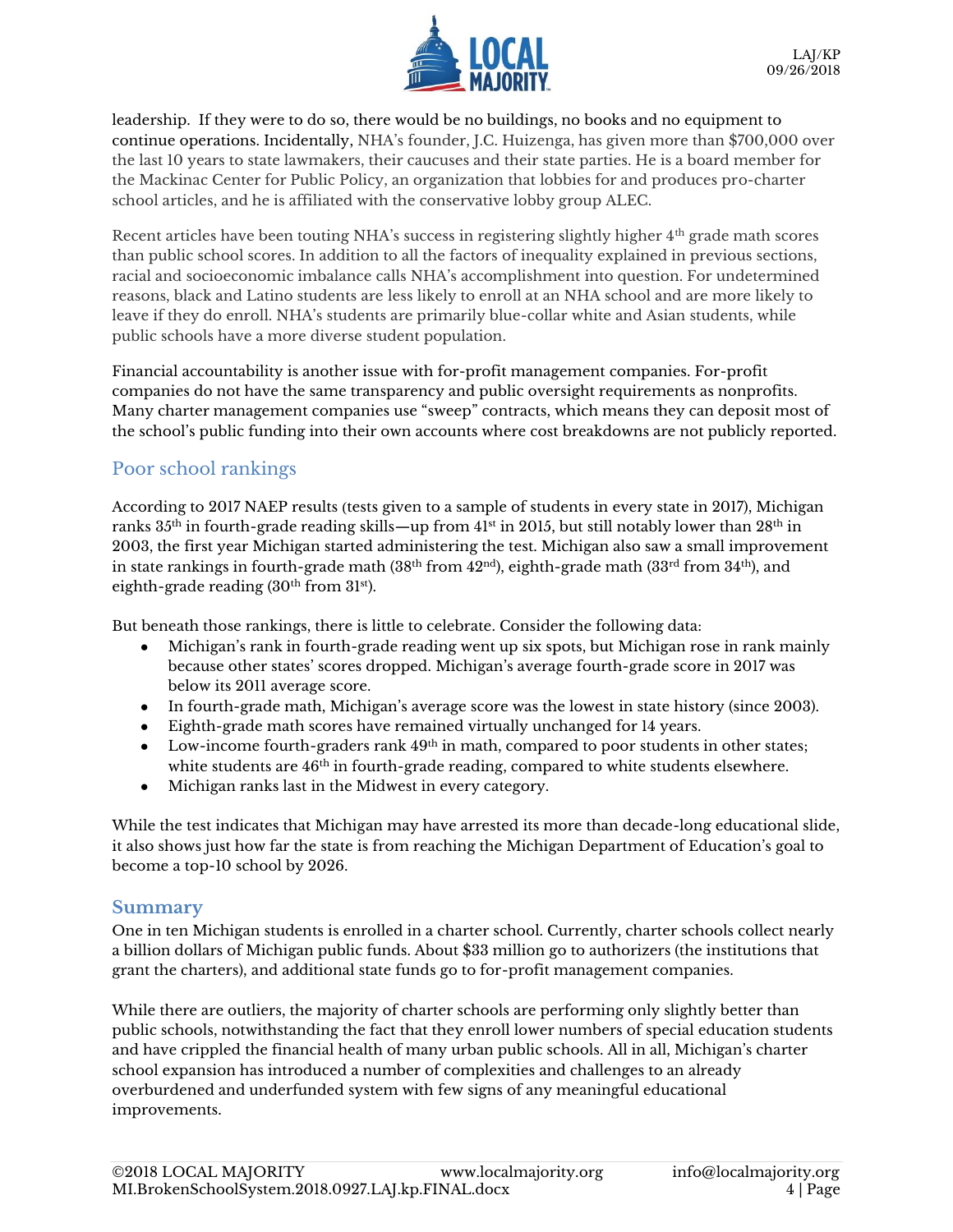leadership. If they were to do so, there would be no buildings, no books and no equipment to continue operations. Incidentally, NHA's founder, J.C. Huizenga, has given more than $700,000 over the last 10 years to state lawmakers, their caucuses and their state parties. He is a board member for the Mackinac Center for Public Policy, an organization that lobbies for and produces pro-charter school articles, and he is affiliated with the conservative lobby group ALEC.

Recent articles have been touting NHA's success in registering slightly higher 4th grade math scores than public school scores. In addition to all the factors of inequality explained in previous sections, racial and socioeconomic imbalance calls NHA's accomplishment into question. For undetermined reasons, black and Latino students are less likely to enroll at an NHA school and are more likely to leave if they do enroll. NHA's students are primarily blue-collar white and Asian students, while public schools have a more diverse student population.

Financial accountability is another issue with for-profit management companies. For-profit companies do not have the same transparency and public oversight requirements as nonprofits. Many charter management companies use "sweep" contracts, which means they can deposit most of the school's public funding into their own accounts where cost breakdowns are not publicly reported.

## Poor school rankings

According to 2017 NAEP results (tests given to a sample of students in every state in 2017), Michigan ranks 35th in fourth-grade reading skills—up from 41st in 2015, but still notably lower than 28th in 2003, the first year Michigan started administering the test. Michigan also saw a small improvement in state rankings in fourth-grade math (38th from 42nd), eighth-grade math (33rd from 34th), and eighth-grade reading (30th from 31st).

But beneath those rankings, there is little to celebrate. Consider the following data:

- Michigan's rank in fourth-grade reading went up six spots, but Michigan rose in rank mainly because other states' scores dropped. Michigan's average fourth-grade score in 2017 was below its 2011 average score.
- In fourth-grade math, Michigan's average score was the lowest in state history (since 2003).
- Eighth-grade math scores have remained virtually unchanged for 14 years.
- Low-income fourth-graders rank 49th in math, compared to poor students in other states; white students are 46th in fourth-grade reading, compared to white students elsewhere.
- Michigan ranks last in the Midwest in every category.

While the test indicates that Michigan may have arrested its more than decade-long educational slide, it also shows just how far the state is from reaching the Michigan Department of Education's goal to become a top-10 school by 2026.

## Summary

One in ten Michigan students is enrolled in a charter school. Currently, charter schools collect nearly a billion dollars of Michigan public funds. About $33 million go to authorizers (the institutions that grant the charters), and additional state funds go to for-profit management companies.

While there are outliers, the majority of charter schools are performing only slightly better than public schools, notwithstanding the fact that they enroll lower numbers of special education students and have crippled the financial health of many urban public schools. All in all, Michigan's charter school expansion has introduced a number of complexities and challenges to an already overburdened and underfunded system with few signs of any meaningful educational improvements.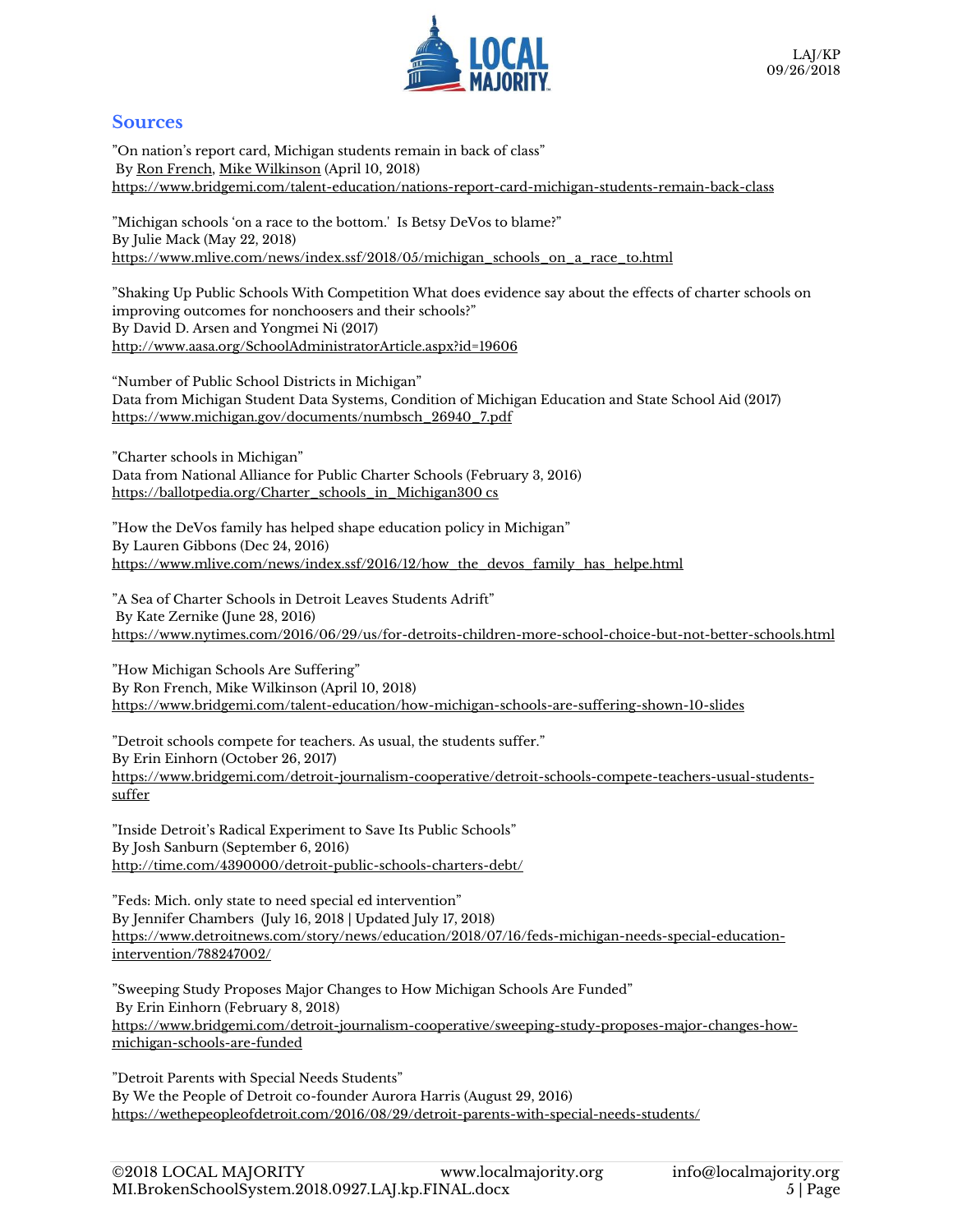## Sources

"On nation's report card, Michigan students remain in back of class"
By Ron French, Mike Wilkinson (April 10, 2018)
https://www.bridgemi.com/talent-education/nations-report-card-michigan-students-remain-back-class

"Michigan schools 'on a race to the bottom.' Is Betsy DeVos to blame?"
By Julie Mack (May 22, 2018)
https://www.mlive.com/news/index.ssf/2018/05/michigan_schools_on_a_race_to.html

"Shaking Up Public Schools With Competition What does evidence say about the effects of charter schools on improving outcomes for nonchoosers and their schools?"
By David D. Arsen and Yongmei Ni (2017)
http://www.aasa.org/SchoolAdministratorArticle.aspx?id=19606

"Number of Public School Districts in Michigan"
Data from Michigan Student Data Systems, Condition of Michigan Education and State School Aid (2017)
https://www.michigan.gov/documents/numbsch_26940_7.pdf

"Charter schools in Michigan"
Data from National Alliance for Public Charter Schools (February 3, 2016)
https://ballotpedia.org/Charter_schools_in_Michigan300 cs

"How the DeVos family has helped shape education policy in Michigan"
By Lauren Gibbons (Dec 24, 2016)
https://www.mlive.com/news/index.ssf/2016/12/how_the_devos_family_has_helpe.html

"A Sea of Charter Schools in Detroit Leaves Students Adrift"
By Kate Zernike (June 28, 2016)
https://www.nytimes.com/2016/06/29/us/for-detroits-children-more-school-choice-but-not-better-schools.html

"How Michigan Schools Are Suffering"
By Ron French, Mike Wilkinson (April 10, 2018)
https://www.bridgemi.com/talent-education/how-michigan-schools-are-suffering-shown-10-slides

"Detroit schools compete for teachers. As usual, the students suffer."
By Erin Einhorn (October 26, 2017)
https://www.bridgemi.com/detroit-journalism-cooperative/detroit-schools-compete-teachers-usual-students-suffer

"Inside Detroit's Radical Experiment to Save Its Public Schools"
By Josh Sanburn (September 6, 2016)
http://time.com/4390000/detroit-public-schools-charters-debt/

"Feds: Mich. only state to need special ed intervention"
By Jennifer Chambers (July 16, 2018 | Updated July 17, 2018)
https://www.detroitnews.com/story/news/education/2018/07/16/feds-michigan-needs-special-education-intervention/788247002/

"Sweeping Study Proposes Major Changes to How Michigan Schools Are Funded"
By Erin Einhorn (February 8, 2018)
https://www.bridgemi.com/detroit-journalism-cooperative/sweeping-study-proposes-major-changes-how-michigan-schools-are-funded

"Detroit Parents with Special Needs Students"
By We the People of Detroit co-founder Aurora Harris (August 29, 2016)
https://wethepeopleofdetroit.com/2016/08/29/detroit-parents-with-special-needs-students/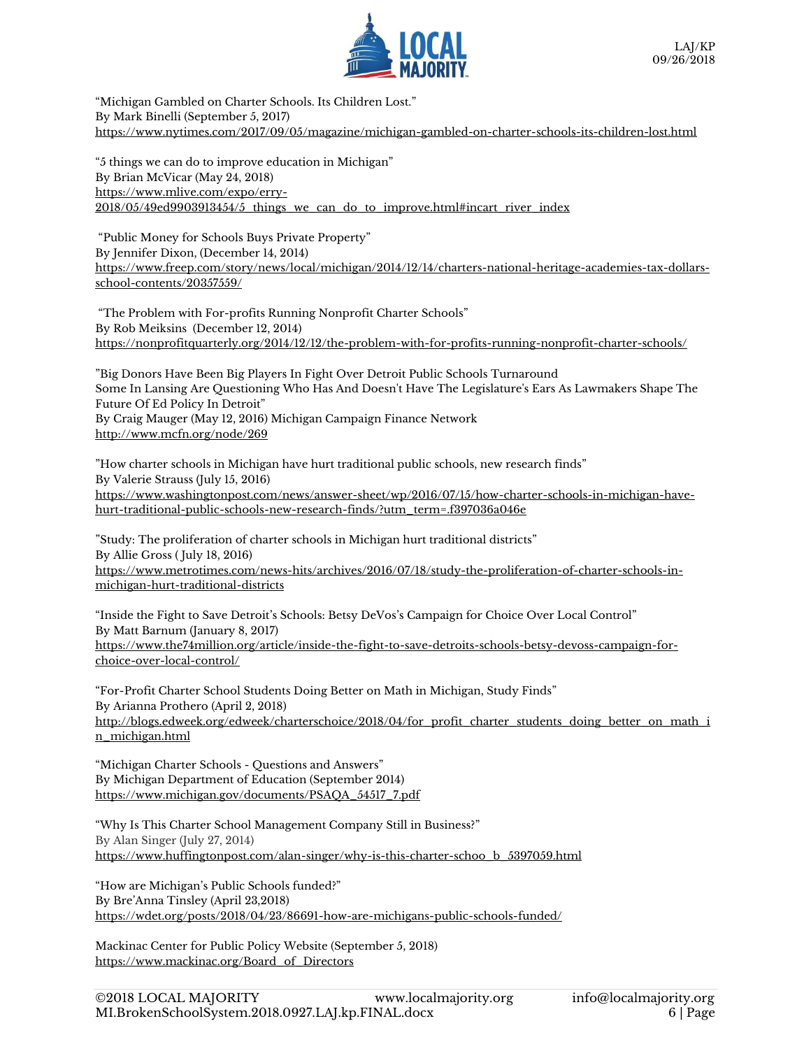"Michigan Gambled on Charter Schools. Its Children Lost."
By Mark Binelli (September 5, 2017)
https://www.nytimes.com/2017/09/05/magazine/michigan-gambled-on-charter-schools-its-children-lost.html

"5 things we can do to improve education in Michigan"
By Brian McVicar (May 24, 2018)
https://www.mlive.com/expo/erry-2018/05/49ed9903913454/5_things_we_can_do_to_improve.html#incart_river_index

"Public Money for Schools Buys Private Property"
By Jennifer Dixon, (December 14, 2014)
https://www.freep.com/story/news/local/michigan/2014/12/14/charters-national-heritage-academies-tax-dollars-school-contents/20357559/

"The Problem with For-profits Running Nonprofit Charter Schools"
By Rob Meiksins (December 12, 2014)
https://nonprofitquarterly.org/2014/12/12/the-problem-with-for-profits-running-nonprofit-charter-schools/

"Big Donors Have Been Big Players In Fight Over Detroit Public Schools Turnaround
Some In Lansing Are Questioning Who Has And Doesn't Have The Legislature's Ears As Lawmakers Shape The Future Of Ed Policy In Detroit"
By Craig Mauger (May 12, 2016) Michigan Campaign Finance Network
http://www.mcfn.org/node/269

"How charter schools in Michigan have hurt traditional public schools, new research finds"
By Valerie Strauss (July 15, 2016)
https://www.washingtonpost.com/news/answer-sheet/wp/2016/07/15/how-charter-schools-in-michigan-have-hurt-traditional-public-schools-new-research-finds/?utm_term=.f397036a046e

"Study: The proliferation of charter schools in Michigan hurt traditional districts"
By Allie Gross ( July 18, 2016)
https://www.metrotimes.com/news-hits/archives/2016/07/18/study-the-proliferation-of-charter-schools-in-michigan-hurt-traditional-districts

"Inside the Fight to Save Detroit's Schools: Betsy DeVos's Campaign for Choice Over Local Control"
By Matt Barnum (January 8, 2017)
https://www.the74million.org/article/inside-the-fight-to-save-detroits-schools-betsy-devoss-campaign-for-choice-over-local-control/

"For-Profit Charter School Students Doing Better on Math in Michigan, Study Finds"
By Arianna Prothero (April 2, 2018)
http://blogs.edweek.org/edweek/charterschoice/2018/04/for_profit_charter_students_doing_better_on_math_in_michigan.html

"Michigan Charter Schools - Questions and Answers"
By Michigan Department of Education (September 2014)
https://www.michigan.gov/documents/PSAQA_54517_7.pdf

"Why Is This Charter School Management Company Still in Business?"
By Alan Singer (July 27, 2014)
https://www.huffingtonpost.com/alan-singer/why-is-this-charter-schoo_b_5397059.html

"How are Michigan's Public Schools funded?"
By Bre'Anna Tinsley (April 23,2018)
https://wdet.org/posts/2018/04/23/86691-how-are-michigans-public-schools-funded/

Mackinac Center for Public Policy Website (September 5, 2018)
https://www.mackinac.org/Board_of_Directors